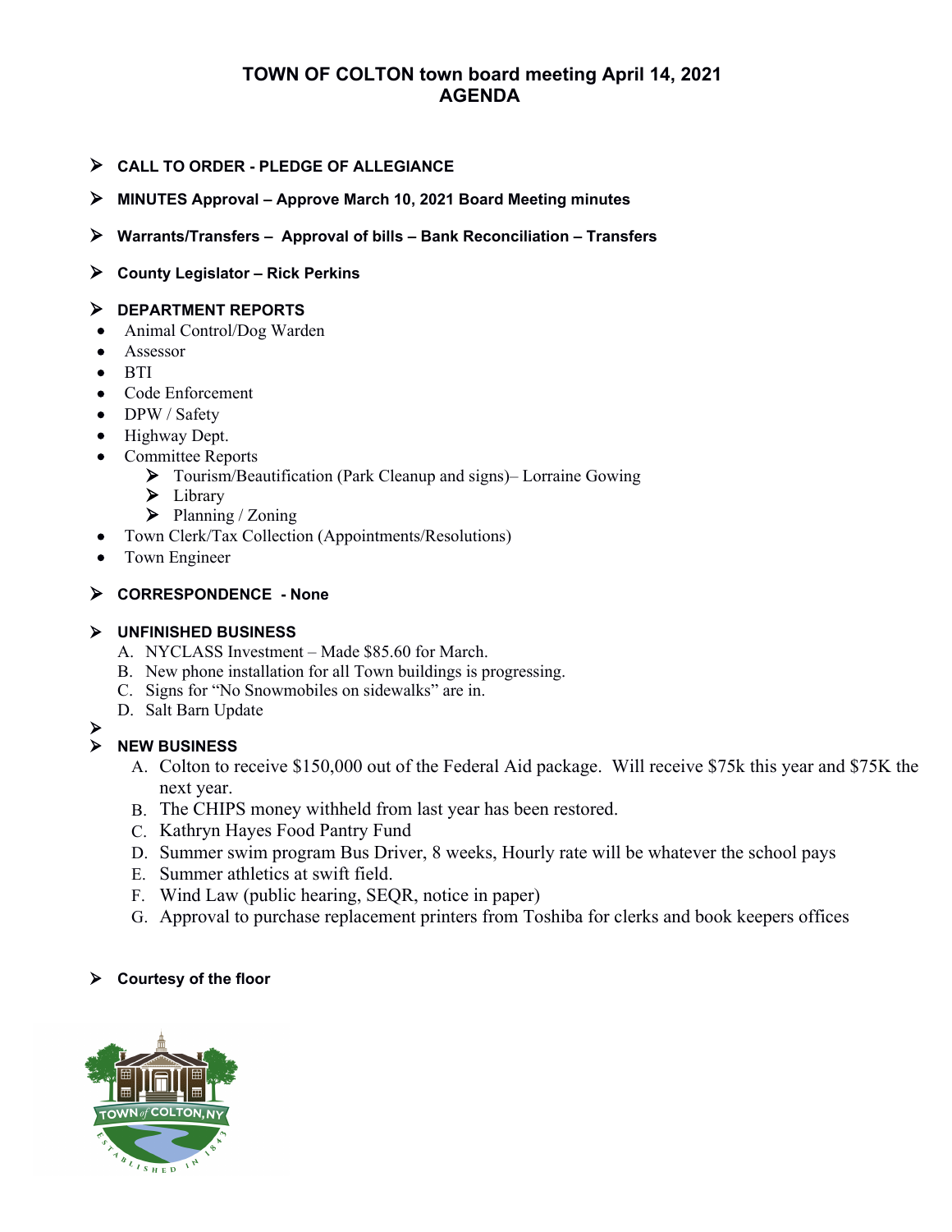# TOWN OF COLTON town board meeting April 14, 2021
# AGENDA

- **CALL TO ORDER - PLEDGE OF ALLEGIANCE**
- **MINUTES Approval – Approve March 10, 2021 Board Meeting minutes**
- **Warrants/Transfers – Approval of bills – Bank Reconciliation – Transfers**
- **County Legislator – Rick Perkins**
- **DEPARTMENT REPORTS**
  - Animal Control/Dog Warden
  - Assessor
  - BTI
  - Code Enforcement
  - DPW / Safety
  - Highway Dept.
  - Committee Reports
    - Tourism/Beautification (Park Cleanup and signs)– Lorraine Gowing
    - Library
    - Planning / Zoning
  - Town Clerk/Tax Collection (Appointments/Resolutions)
  - Town Engineer
- **CORRESPONDENCE - None**
- **UNFINISHED BUSINESS**
  - A. NYCLASS Investment – Made $85.60 for March.
  - B. New phone installation for all Town buildings is progressing.
  - C. Signs for "No Snowmobiles on sidewalks" are in.
  - D. Salt Barn Update
- **NEW BUSINESS**
  - A. Colton to receive $150,000 out of the Federal Aid package. Will receive $75k this year and $75K the next year.
  - B. The CHIPS money withheld from last year has been restored.
  - C. Kathryn Hayes Food Pantry Fund
  - D. Summer swim program Bus Driver, 8 weeks, Hourly rate will be whatever the school pays
  - E. Summer athletics at swift field.
  - F. Wind Law (public hearing, SEQR, notice in paper)
  - G. Approval to purchase replacement printers from Toshiba for clerks and book keepers offices
- **Courtesy of the floor**

TOWN of COLTON, NY
ESTABLISHED IN 1843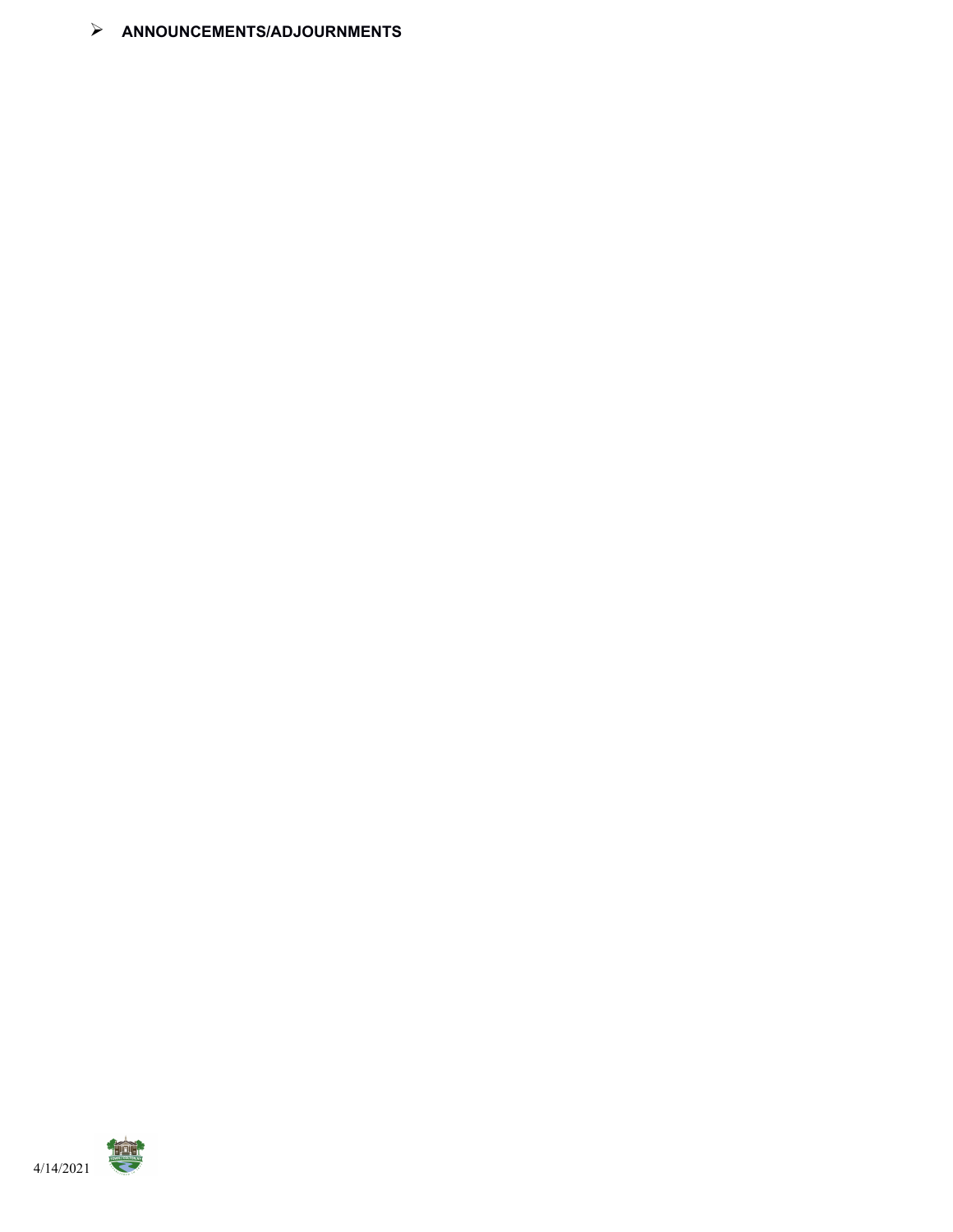- **ANNOUNCEMENTS/ADJOURNMENTS**